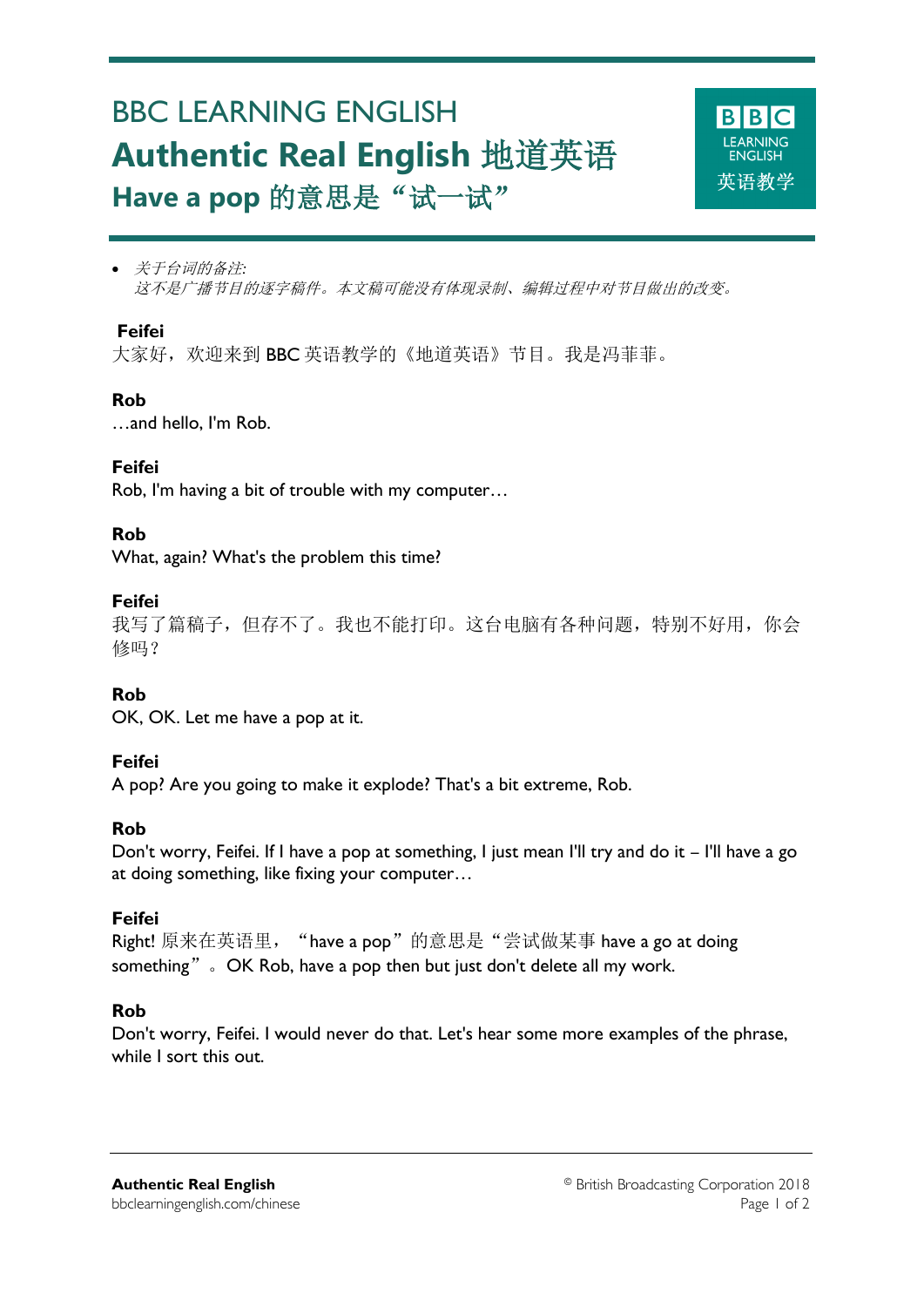# BBC LEARNING ENGLISH

# Authentic Real English 地道英语

## Have a pop 的意思是“试一试”

- *关于台词的备注:*
  *这不是广播节目的逐字稿件。本文稿可能没有体现录制、编辑过程中对节目做出的改变。*

**Feifei**
大家好，欢迎来到 BBC 英语教学的《地道英语》节目。我是冯菲菲。

**Rob**
…and hello, I'm Rob.

**Feifei**
Rob, I'm having a bit of trouble with my computer…

**Rob**
What, again? What's the problem this time?

**Feifei**
我写了篇稿子，但存不了。我也不能打印。这台电脑有各种问题，特别不好用，你会修吗？

**Rob**
OK, OK. Let me have a pop at it.

**Feifei**
A pop? Are you going to make it explode? That's a bit extreme, Rob.

**Rob**
Don't worry, Feifei. If I have a pop at something, I just mean I'll try and do it – I'll have a go at doing something, like fixing your computer…

**Feifei**
Right! 原来在英语里，“have a pop”的意思是“尝试做某事 have a go at doing something”。OK Rob, have a pop then but just don't delete all my work.

**Rob**
Don't worry, Feifei. I would never do that. Let's hear some more examples of the phrase, while I sort this out.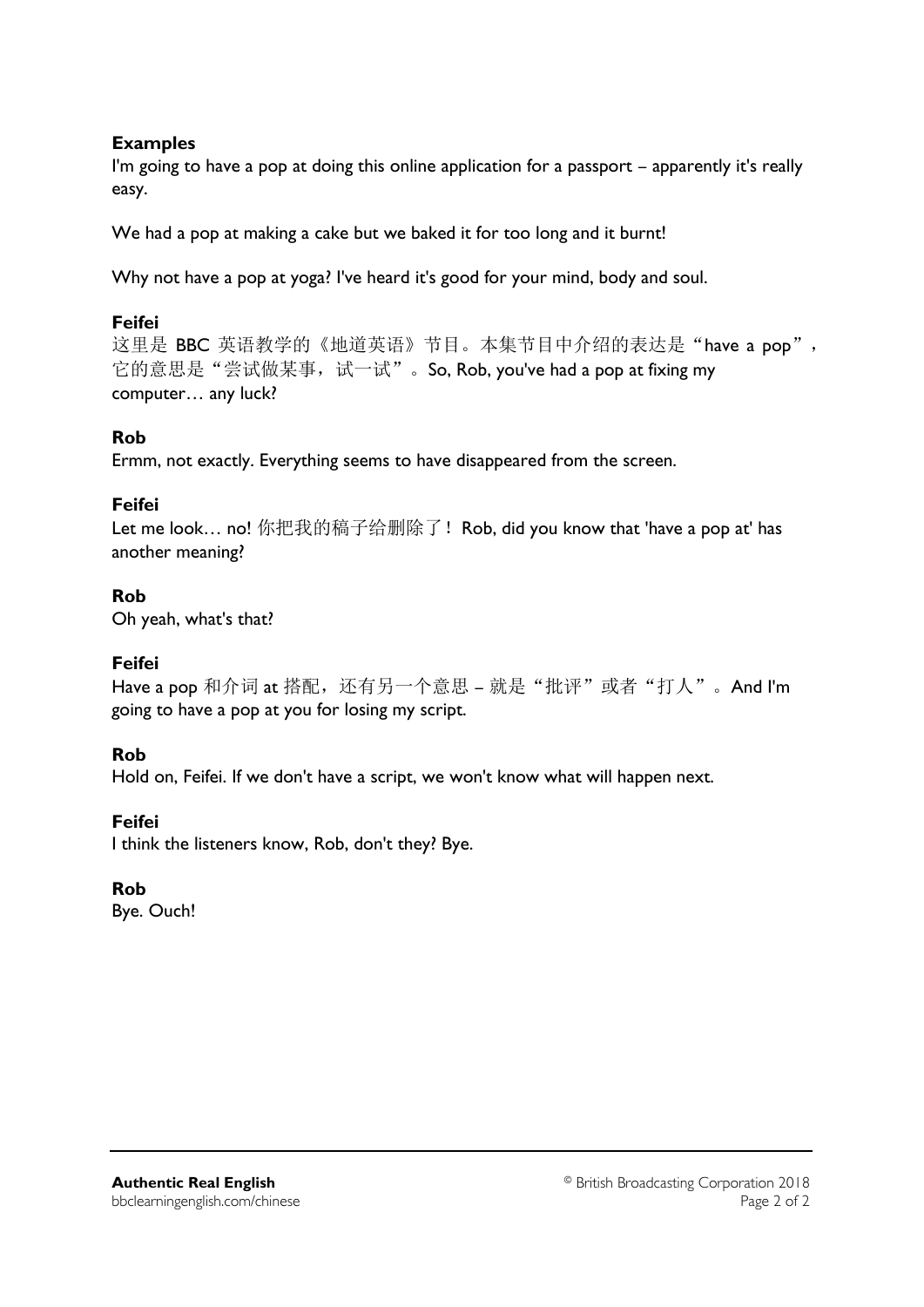**Examples**

I'm going to have a pop at doing this online application for a passport – apparently it's really easy.

We had a pop at making a cake but we baked it for too long and it burnt!

Why not have a pop at yoga? I've heard it's good for your mind, body and soul.

**Feifei**

这里是 BBC 英语教学的《地道英语》节目。本集节目中介绍的表达是"have a pop"，它的意思是"尝试做某事，试一试"。So, Rob, you've had a pop at fixing my computer… any luck?

**Rob**

Ermm, not exactly. Everything seems to have disappeared from the screen.

**Feifei**

Let me look… no! 你把我的稿子给删除了！ Rob, did you know that 'have a pop at' has another meaning?

**Rob**

Oh yeah, what's that?

**Feifei**

Have a pop 和介词 at 搭配，还有另一个意思 – 就是"批评"或者"打人"。And I'm going to have a pop at you for losing my script.

**Rob**

Hold on, Feifei. If we don't have a script, we won't know what will happen next.

**Feifei**

I think the listeners know, Rob, don't they? Bye.

**Rob**

Bye. Ouch!